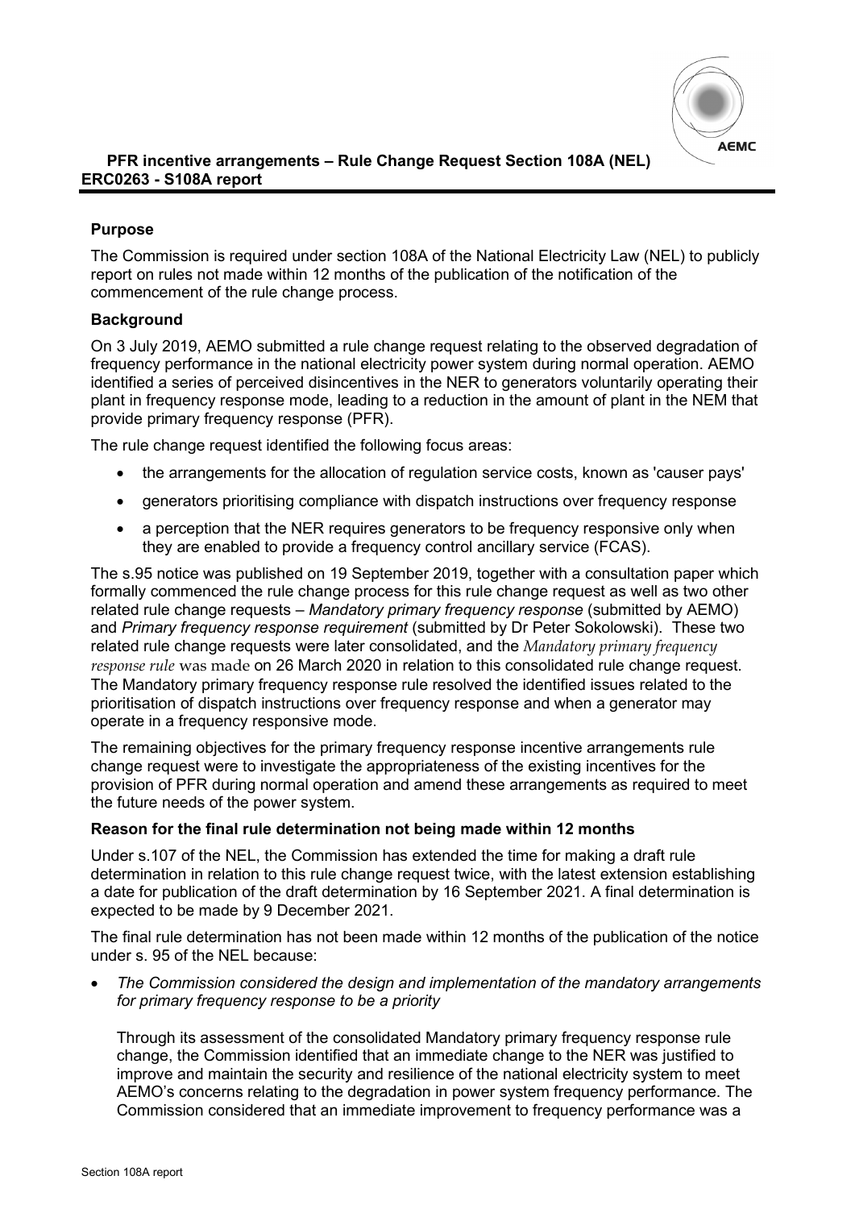**PFR incentive arrangements – Rule Change Request Section 108A (NEL)**
**ERC0263 - S108A report**

### Purpose

The Commission is required under section 108A of the National Electricity Law (NEL) to publicly report on rules not made within 12 months of the publication of the notification of the commencement of the rule change process.

### Background

On 3 July 2019, AEMO submitted a rule change request relating to the observed degradation of frequency performance in the national electricity power system during normal operation. AEMO identified a series of perceived disincentives in the NER to generators voluntarily operating their plant in frequency response mode, leading to a reduction in the amount of plant in the NEM that provide primary frequency response (PFR).

The rule change request identified the following focus areas:

- the arrangements for the allocation of regulation service costs, known as 'causer pays'
- generators prioritising compliance with dispatch instructions over frequency response
- a perception that the NER requires generators to be frequency responsive only when they are enabled to provide a frequency control ancillary service (FCAS).

The s.95 notice was published on 19 September 2019, together with a consultation paper which formally commenced the rule change process for this rule change request as well as two other related rule change requests – *Mandatory primary frequency response* (submitted by AEMO) and *Primary frequency response requirement* (submitted by Dr Peter Sokolowski). These two related rule change requests were later consolidated, and the *Mandatory primary frequency response rule* was made on 26 March 2020 in relation to this consolidated rule change request. The Mandatory primary frequency response rule resolved the identified issues related to the prioritisation of dispatch instructions over frequency response and when a generator may operate in a frequency responsive mode.

The remaining objectives for the primary frequency response incentive arrangements rule change request were to investigate the appropriateness of the existing incentives for the provision of PFR during normal operation and amend these arrangements as required to meet the future needs of the power system.

### Reason for the final rule determination not being made within 12 months

Under s.107 of the NEL, the Commission has extended the time for making a draft rule determination in relation to this rule change request twice, with the latest extension establishing a date for publication of the draft determination by 16 September 2021. A final determination is expected to be made by 9 December 2021.

The final rule determination has not been made within 12 months of the publication of the notice under s. 95 of the NEL because:

- *The Commission considered the design and implementation of the mandatory arrangements for primary frequency response to be a priority*

  Through its assessment of the consolidated Mandatory primary frequency response rule change, the Commission identified that an immediate change to the NER was justified to improve and maintain the security and resilience of the national electricity system to meet AEMO's concerns relating to the degradation in power system frequency performance. The Commission considered that an immediate improvement to frequency performance was a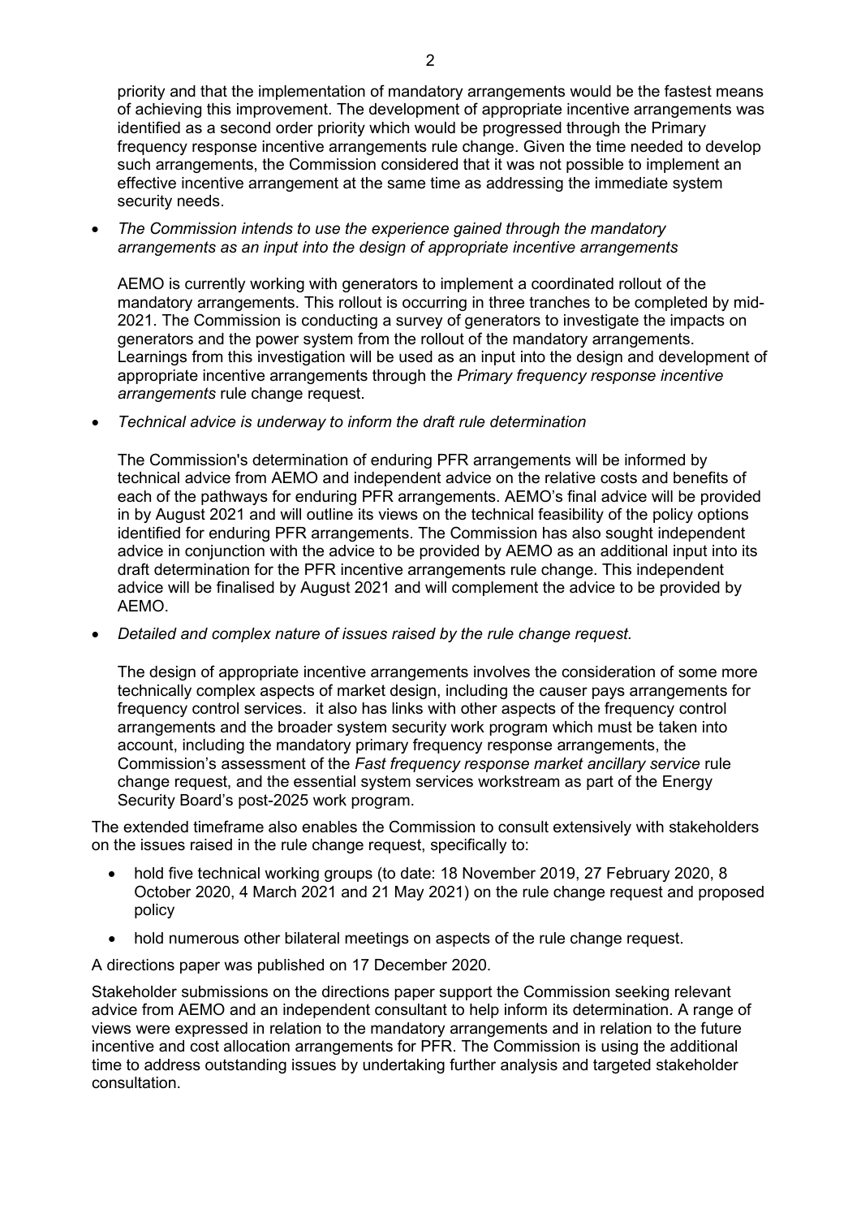priority and that the implementation of mandatory arrangements would be the fastest means of achieving this improvement. The development of appropriate incentive arrangements was identified as a second order priority which would be progressed through the Primary frequency response incentive arrangements rule change. Given the time needed to develop such arrangements, the Commission considered that it was not possible to implement an effective incentive arrangement at the same time as addressing the immediate system security needs.

- *The Commission intends to use the experience gained through the mandatory arrangements as an input into the design of appropriate incentive arrangements*

  AEMO is currently working with generators to implement a coordinated rollout of the mandatory arrangements. This rollout is occurring in three tranches to be completed by mid-2021. The Commission is conducting a survey of generators to investigate the impacts on generators and the power system from the rollout of the mandatory arrangements. Learnings from this investigation will be used as an input into the design and development of appropriate incentive arrangements through the *Primary frequency response incentive arrangements* rule change request.

- *Technical advice is underway to inform the draft rule determination*

  The Commission's determination of enduring PFR arrangements will be informed by technical advice from AEMO and independent advice on the relative costs and benefits of each of the pathways for enduring PFR arrangements. AEMO's final advice will be provided in by August 2021 and will outline its views on the technical feasibility of the policy options identified for enduring PFR arrangements. The Commission has also sought independent advice in conjunction with the advice to be provided by AEMO as an additional input into its draft determination for the PFR incentive arrangements rule change. This independent advice will be finalised by August 2021 and will complement the advice to be provided by AEMO.

- *Detailed and complex nature of issues raised by the rule change request.*

  The design of appropriate incentive arrangements involves the consideration of some more technically complex aspects of market design, including the causer pays arrangements for frequency control services. it also has links with other aspects of the frequency control arrangements and the broader system security work program which must be taken into account, including the mandatory primary frequency response arrangements, the Commission's assessment of the *Fast frequency response market ancillary service* rule change request, and the essential system services workstream as part of the Energy Security Board's post-2025 work program.

The extended timeframe also enables the Commission to consult extensively with stakeholders on the issues raised in the rule change request, specifically to:

- hold five technical working groups (to date: 18 November 2019, 27 February 2020, 8 October 2020, 4 March 2021 and 21 May 2021) on the rule change request and proposed policy
- hold numerous other bilateral meetings on aspects of the rule change request.

A directions paper was published on 17 December 2020.

Stakeholder submissions on the directions paper support the Commission seeking relevant advice from AEMO and an independent consultant to help inform its determination. A range of views were expressed in relation to the mandatory arrangements and in relation to the future incentive and cost allocation arrangements for PFR. The Commission is using the additional time to address outstanding issues by undertaking further analysis and targeted stakeholder consultation.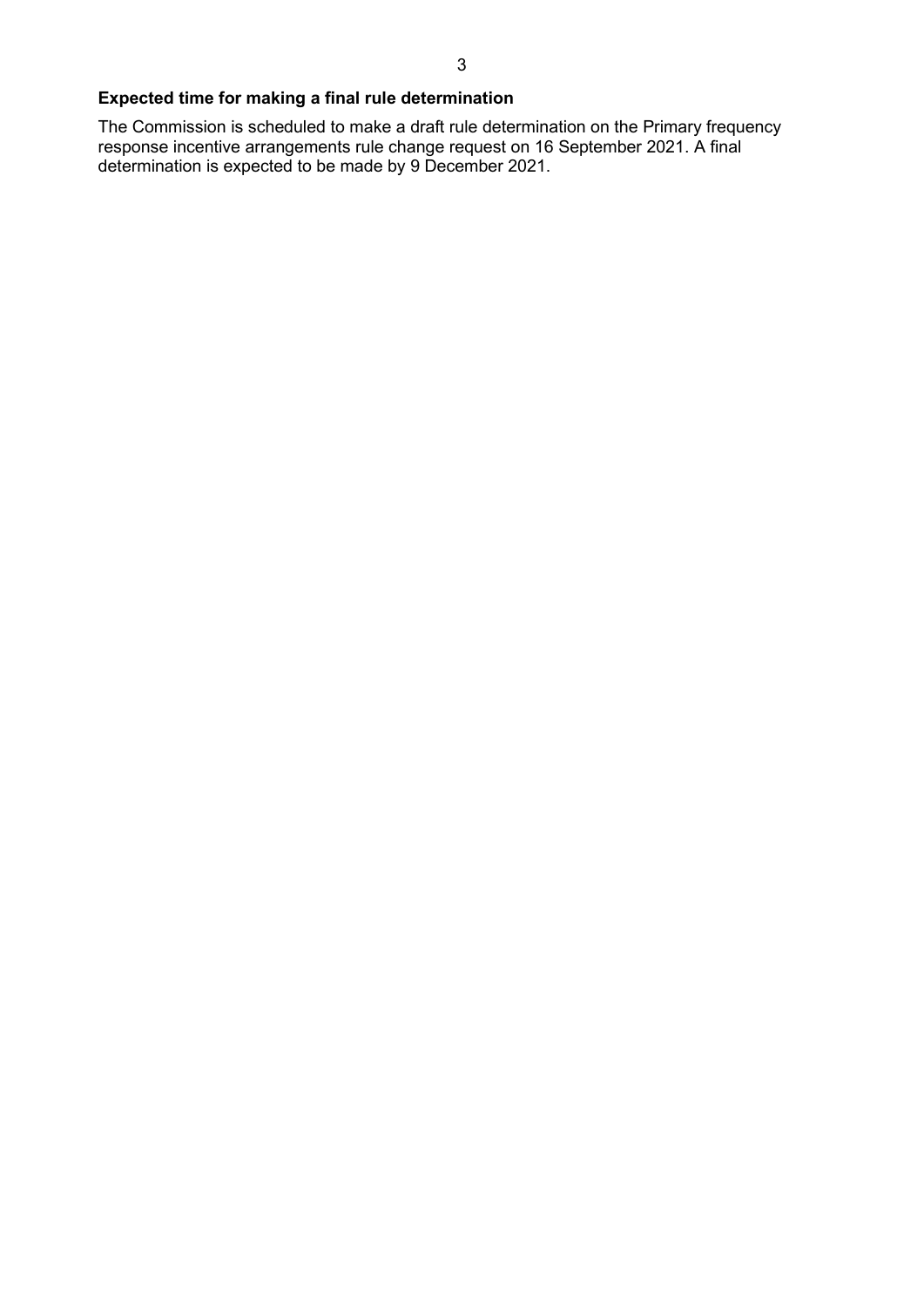**Expected time for making a final rule determination**

The Commission is scheduled to make a draft rule determination on the Primary frequency response incentive arrangements rule change request on 16 September 2021. A final determination is expected to be made by 9 December 2021.